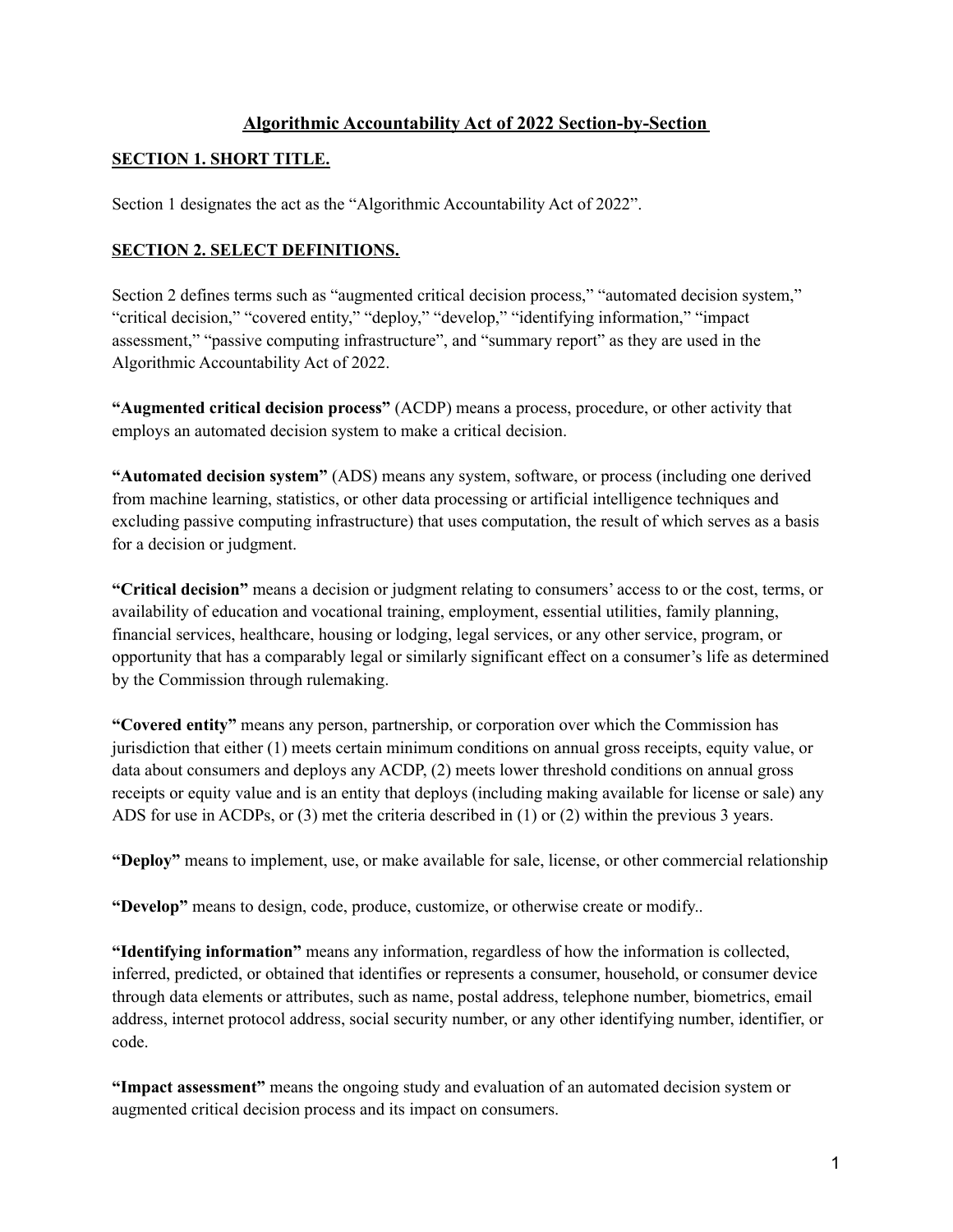# Algorithmic Accountability Act of 2022 Section-by-Section

## SECTION 1. SHORT TITLE.

Section 1 designates the act as the "Algorithmic Accountability Act of 2022".

## SECTION 2. SELECT DEFINITIONS.

Section 2 defines terms such as "augmented critical decision process," "automated decision system," "critical decision," "covered entity," "deploy," "develop," "identifying information," "impact assessment," "passive computing infrastructure", and "summary report" as they are used in the Algorithmic Accountability Act of 2022.

**"Augmented critical decision process"** (ACDP) means a process, procedure, or other activity that employs an automated decision system to make a critical decision.

**"Automated decision system"** (ADS) means any system, software, or process (including one derived from machine learning, statistics, or other data processing or artificial intelligence techniques and excluding passive computing infrastructure) that uses computation, the result of which serves as a basis for a decision or judgment.

**"Critical decision"** means a decision or judgment relating to consumers' access to or the cost, terms, or availability of education and vocational training, employment, essential utilities, family planning, financial services, healthcare, housing or lodging, legal services, or any other service, program, or opportunity that has a comparably legal or similarly significant effect on a consumer's life as determined by the Commission through rulemaking.

**"Covered entity"** means any person, partnership, or corporation over which the Commission has jurisdiction that either (1) meets certain minimum conditions on annual gross receipts, equity value, or data about consumers and deploys any ACDP, (2) meets lower threshold conditions on annual gross receipts or equity value and is an entity that deploys (including making available for license or sale) any ADS for use in ACDPs, or (3) met the criteria described in (1) or (2) within the previous 3 years.

**"Deploy"** means to implement, use, or make available for sale, license, or other commercial relationship

**"Develop"** means to design, code, produce, customize, or otherwise create or modify..

**"Identifying information"** means any information, regardless of how the information is collected, inferred, predicted, or obtained that identifies or represents a consumer, household, or consumer device through data elements or attributes, such as name, postal address, telephone number, biometrics, email address, internet protocol address, social security number, or any other identifying number, identifier, or code.

**"Impact assessment"** means the ongoing study and evaluation of an automated decision system or augmented critical decision process and its impact on consumers.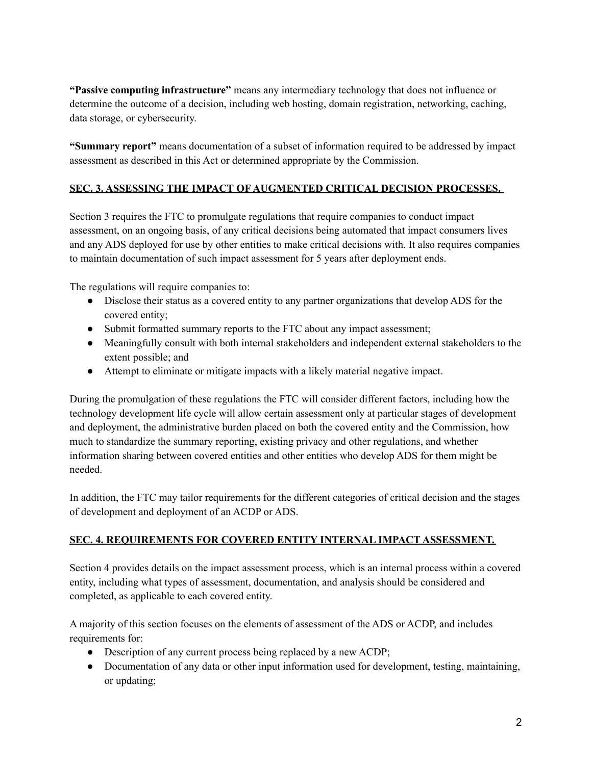**"Passive computing infrastructure"** means any intermediary technology that does not influence or determine the outcome of a decision, including web hosting, domain registration, networking, caching, data storage, or cybersecurity.

**"Summary report"** means documentation of a subset of information required to be addressed by impact assessment as described in this Act or determined appropriate by the Commission.

## SEC. 3. ASSESSING THE IMPACT OF AUGMENTED CRITICAL DECISION PROCESSES.

Section 3 requires the FTC to promulgate regulations that require companies to conduct impact assessment, on an ongoing basis, of any critical decisions being automated that impact consumers lives and any ADS deployed for use by other entities to make critical decisions with. It also requires companies to maintain documentation of such impact assessment for 5 years after deployment ends.

The regulations will require companies to:

- Disclose their status as a covered entity to any partner organizations that develop ADS for the covered entity;
- Submit formatted summary reports to the FTC about any impact assessment;
- Meaningfully consult with both internal stakeholders and independent external stakeholders to the extent possible; and
- Attempt to eliminate or mitigate impacts with a likely material negative impact.

During the promulgation of these regulations the FTC will consider different factors, including how the technology development life cycle will allow certain assessment only at particular stages of development and deployment, the administrative burden placed on both the covered entity and the Commission, how much to standardize the summary reporting, existing privacy and other regulations, and whether information sharing between covered entities and other entities who develop ADS for them might be needed.

In addition, the FTC may tailor requirements for the different categories of critical decision and the stages of development and deployment of an ACDP or ADS.

## SEC. 4. REQUIREMENTS FOR COVERED ENTITY INTERNAL IMPACT ASSESSMENT.

Section 4 provides details on the impact assessment process, which is an internal process within a covered entity, including what types of assessment, documentation, and analysis should be considered and completed, as applicable to each covered entity.

A majority of this section focuses on the elements of assessment of the ADS or ACDP, and includes requirements for:

- Description of any current process being replaced by a new ACDP;
- Documentation of any data or other input information used for development, testing, maintaining, or updating;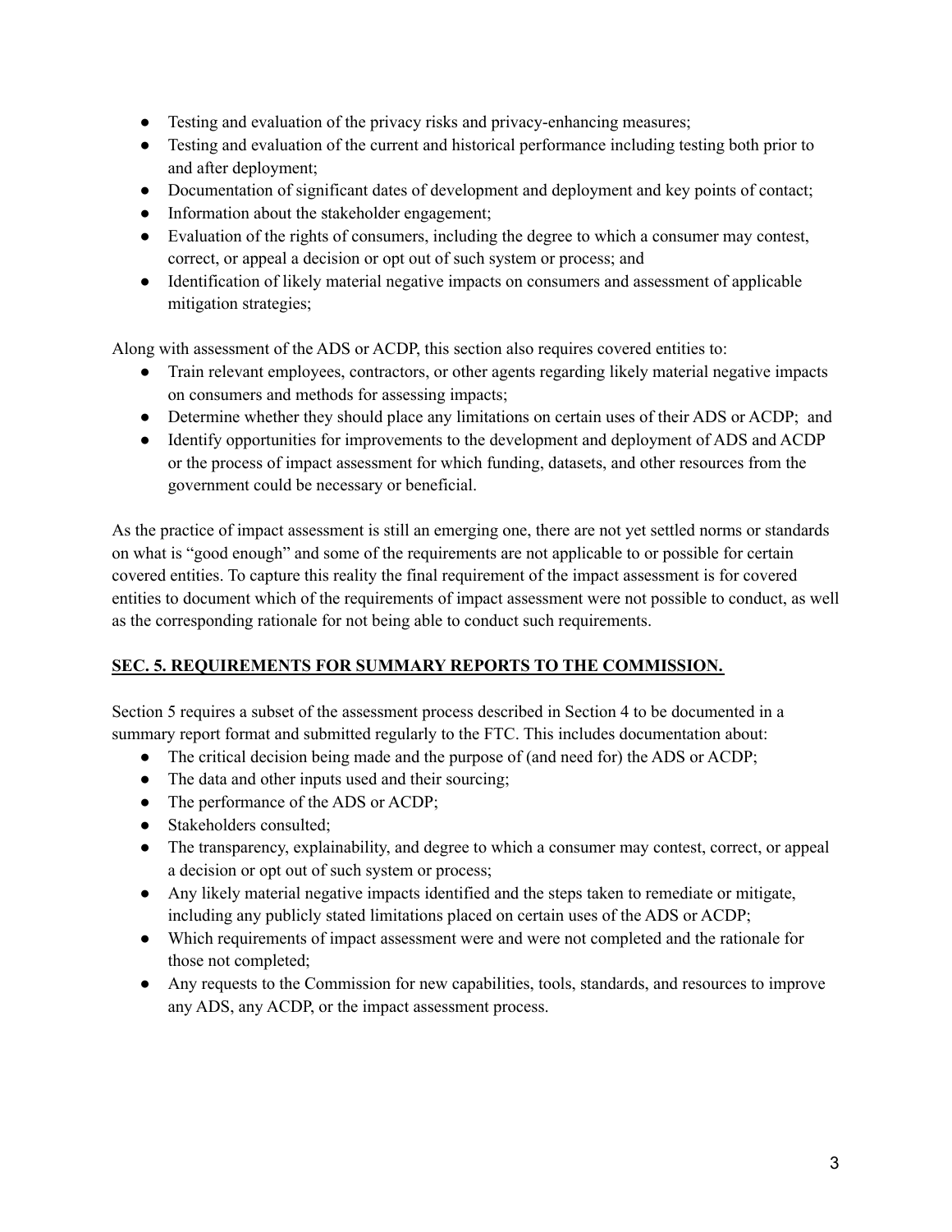- Testing and evaluation of the privacy risks and privacy-enhancing measures;
- Testing and evaluation of the current and historical performance including testing both prior to and after deployment;
- Documentation of significant dates of development and deployment and key points of contact;
- Information about the stakeholder engagement;
- Evaluation of the rights of consumers, including the degree to which a consumer may contest, correct, or appeal a decision or opt out of such system or process; and
- Identification of likely material negative impacts on consumers and assessment of applicable mitigation strategies;

Along with assessment of the ADS or ACDP, this section also requires covered entities to:

- Train relevant employees, contractors, or other agents regarding likely material negative impacts on consumers and methods for assessing impacts;
- Determine whether they should place any limitations on certain uses of their ADS or ACDP; and
- Identify opportunities for improvements to the development and deployment of ADS and ACDP or the process of impact assessment for which funding, datasets, and other resources from the government could be necessary or beneficial.

As the practice of impact assessment is still an emerging one, there are not yet settled norms or standards on what is "good enough" and some of the requirements are not applicable to or possible for certain covered entities. To capture this reality the final requirement of the impact assessment is for covered entities to document which of the requirements of impact assessment were not possible to conduct, as well as the corresponding rationale for not being able to conduct such requirements.

## SEC. 5. REQUIREMENTS FOR SUMMARY REPORTS TO THE COMMISSION.

Section 5 requires a subset of the assessment process described in Section 4 to be documented in a summary report format and submitted regularly to the FTC. This includes documentation about:

- The critical decision being made and the purpose of (and need for) the ADS or ACDP;
- The data and other inputs used and their sourcing;
- The performance of the ADS or ACDP;
- Stakeholders consulted;
- The transparency, explainability, and degree to which a consumer may contest, correct, or appeal a decision or opt out of such system or process;
- Any likely material negative impacts identified and the steps taken to remediate or mitigate, including any publicly stated limitations placed on certain uses of the ADS or ACDP;
- Which requirements of impact assessment were and were not completed and the rationale for those not completed;
- Any requests to the Commission for new capabilities, tools, standards, and resources to improve any ADS, any ACDP, or the impact assessment process.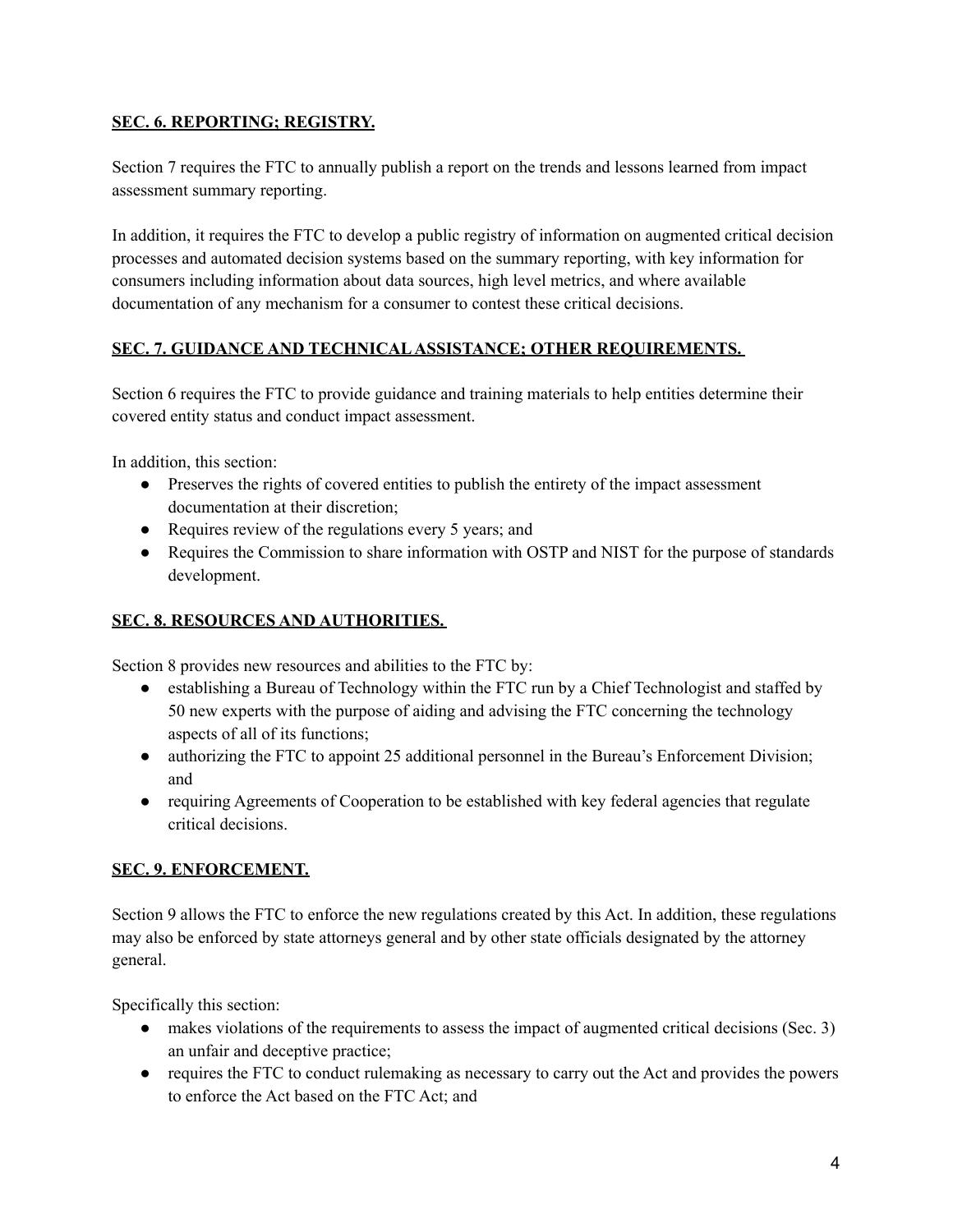## **SEC. 6. REPORTING; REGISTRY.**

Section 7 requires the FTC to annually publish a report on the trends and lessons learned from impact assessment summary reporting.

In addition, it requires the FTC to develop a public registry of information on augmented critical decision processes and automated decision systems based on the summary reporting, with key information for consumers including information about data sources, high level metrics, and where available documentation of any mechanism for a consumer to contest these critical decisions.

## **SEC. 7. GUIDANCE AND TECHNICAL ASSISTANCE; OTHER REQUIREMENTS.**

Section 6 requires the FTC to provide guidance and training materials to help entities determine their covered entity status and conduct impact assessment.

In addition, this section:

- Preserves the rights of covered entities to publish the entirety of the impact assessment documentation at their discretion;
- Requires review of the regulations every 5 years; and
- Requires the Commission to share information with OSTP and NIST for the purpose of standards development.

## **SEC. 8. RESOURCES AND AUTHORITIES.**

Section 8 provides new resources and abilities to the FTC by:

- establishing a Bureau of Technology within the FTC run by a Chief Technologist and staffed by 50 new experts with the purpose of aiding and advising the FTC concerning the technology aspects of all of its functions;
- authorizing the FTC to appoint 25 additional personnel in the Bureau's Enforcement Division; and
- requiring Agreements of Cooperation to be established with key federal agencies that regulate critical decisions.

## **SEC. 9. ENFORCEMENT.**

Section 9 allows the FTC to enforce the new regulations created by this Act. In addition, these regulations may also be enforced by state attorneys general and by other state officials designated by the attorney general.

Specifically this section:

- makes violations of the requirements to assess the impact of augmented critical decisions (Sec. 3) an unfair and deceptive practice;
- requires the FTC to conduct rulemaking as necessary to carry out the Act and provides the powers to enforce the Act based on the FTC Act; and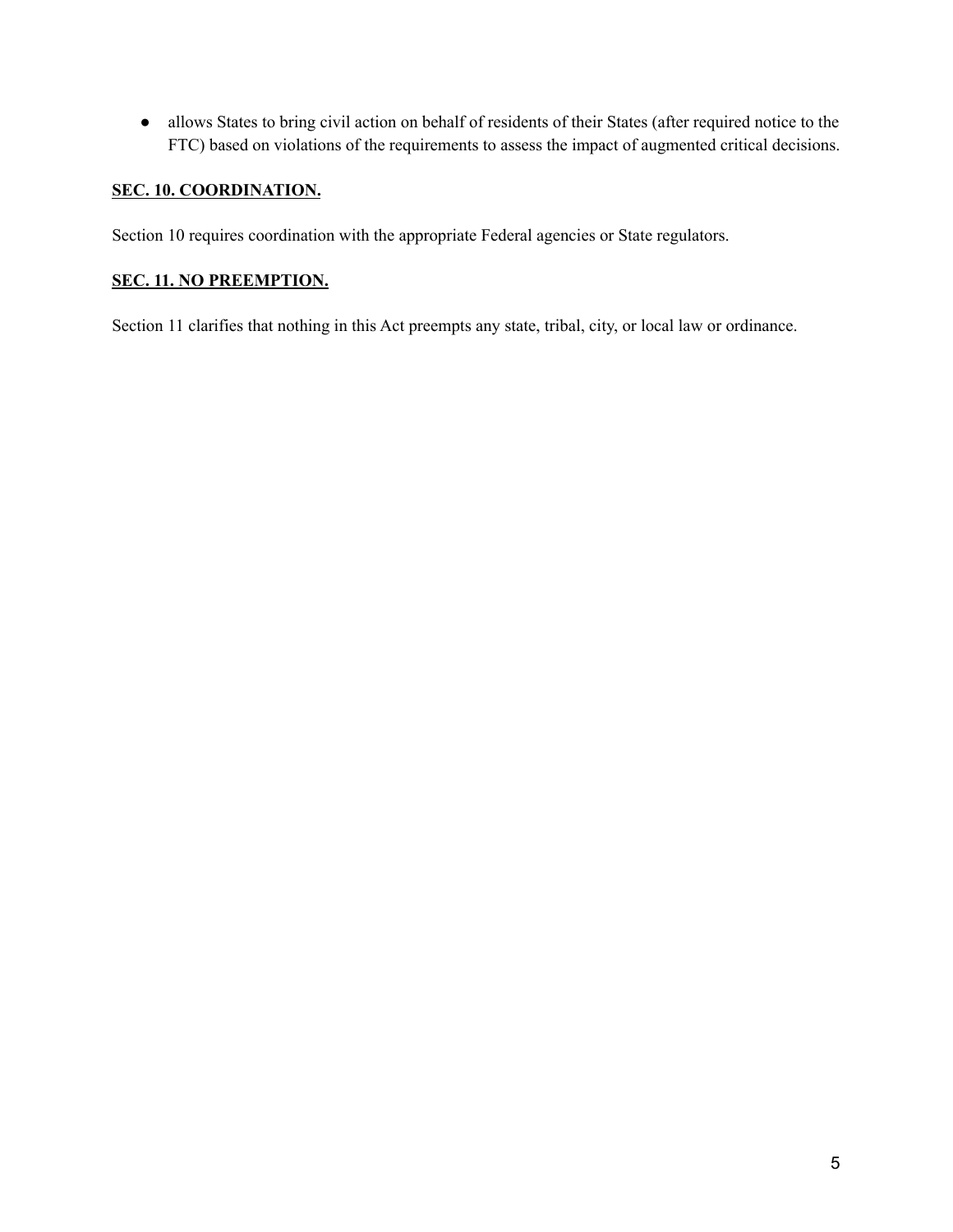- allows States to bring civil action on behalf of residents of their States (after required notice to the FTC) based on violations of the requirements to assess the impact of augmented critical decisions.

## **SEC. 10. COORDINATION.**

Section 10 requires coordination with the appropriate Federal agencies or State regulators.

## **SEC. 11. NO PREEMPTION.**

Section 11 clarifies that nothing in this Act preempts any state, tribal, city, or local law or ordinance.